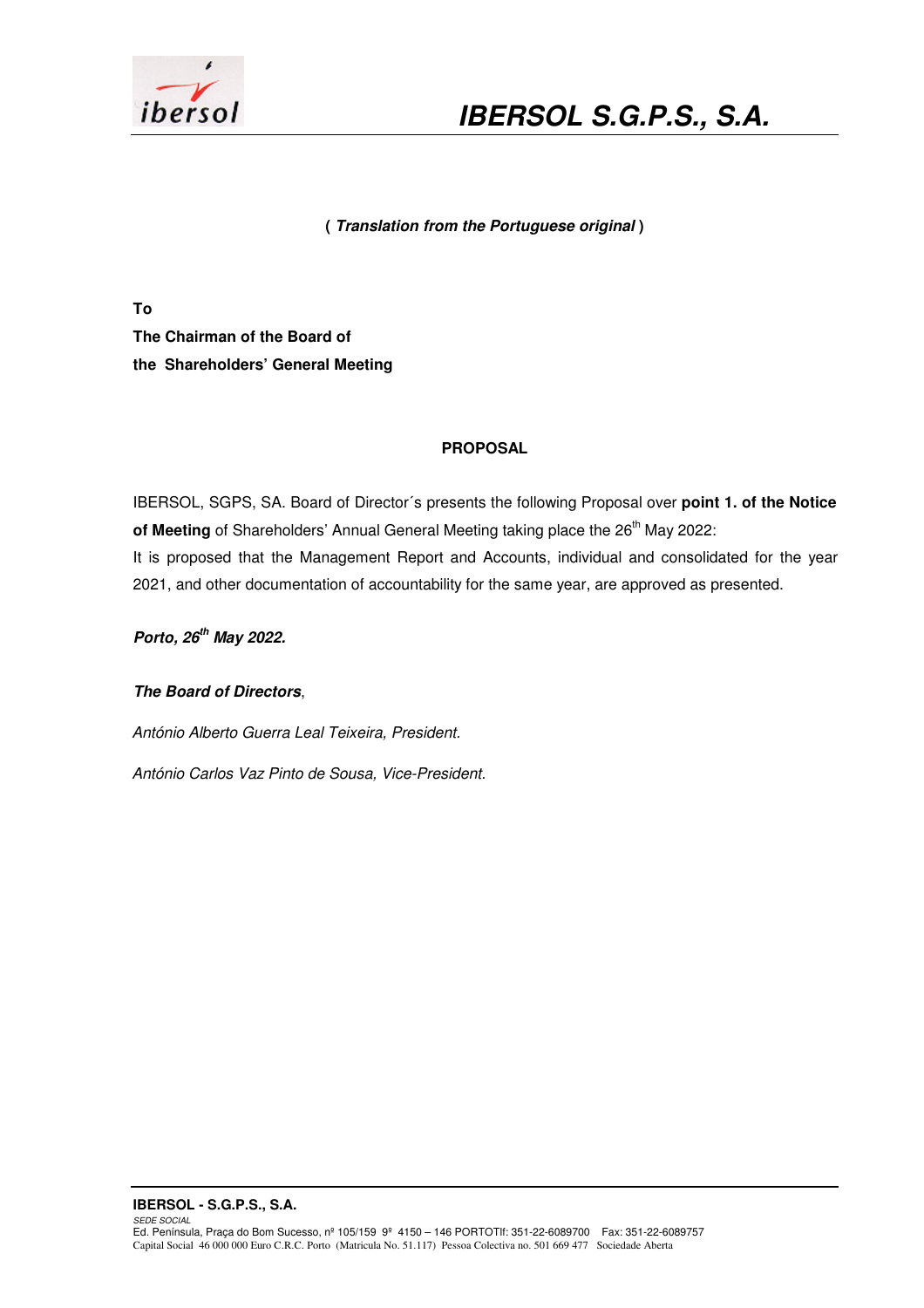# IBERSOL S.G.P.S., S.A.

**( *Translation from the Portuguese original* )**

**To**
**The Chairman of the Board of**
**the Shareholders' General Meeting**

**PROPOSAL**

IBERSOL, SGPS, SA. Board of Director´s presents the following Proposal over **point 1. of the Notice of Meeting** of Shareholders' Annual General Meeting taking place the 26th May 2022:
It is proposed that the Management Report and Accounts, individual and consolidated for the year 2021, and other documentation of accountability for the same year, are approved as presented.

***Porto, 26th May 2022.***

***The Board of Directors***,

*António Alberto Guerra Leal Teixeira, President.*

*António Carlos Vaz Pinto de Sousa, Vice-President.*

**IBERSOL - S.G.P.S., S.A.**
*SEDE SOCIAL*
Ed. Península, Praça do Bom Sucesso, nº 105/159 9º 4150 – 146 PORTOTlf: 351-22-6089700 Fax: 351-22-6089757
Capital Social 46 000 000 Euro C.R.C. Porto (Matricula No. 51.117) Pessoa Colectiva no. 501 669 477 Sociedade Aberta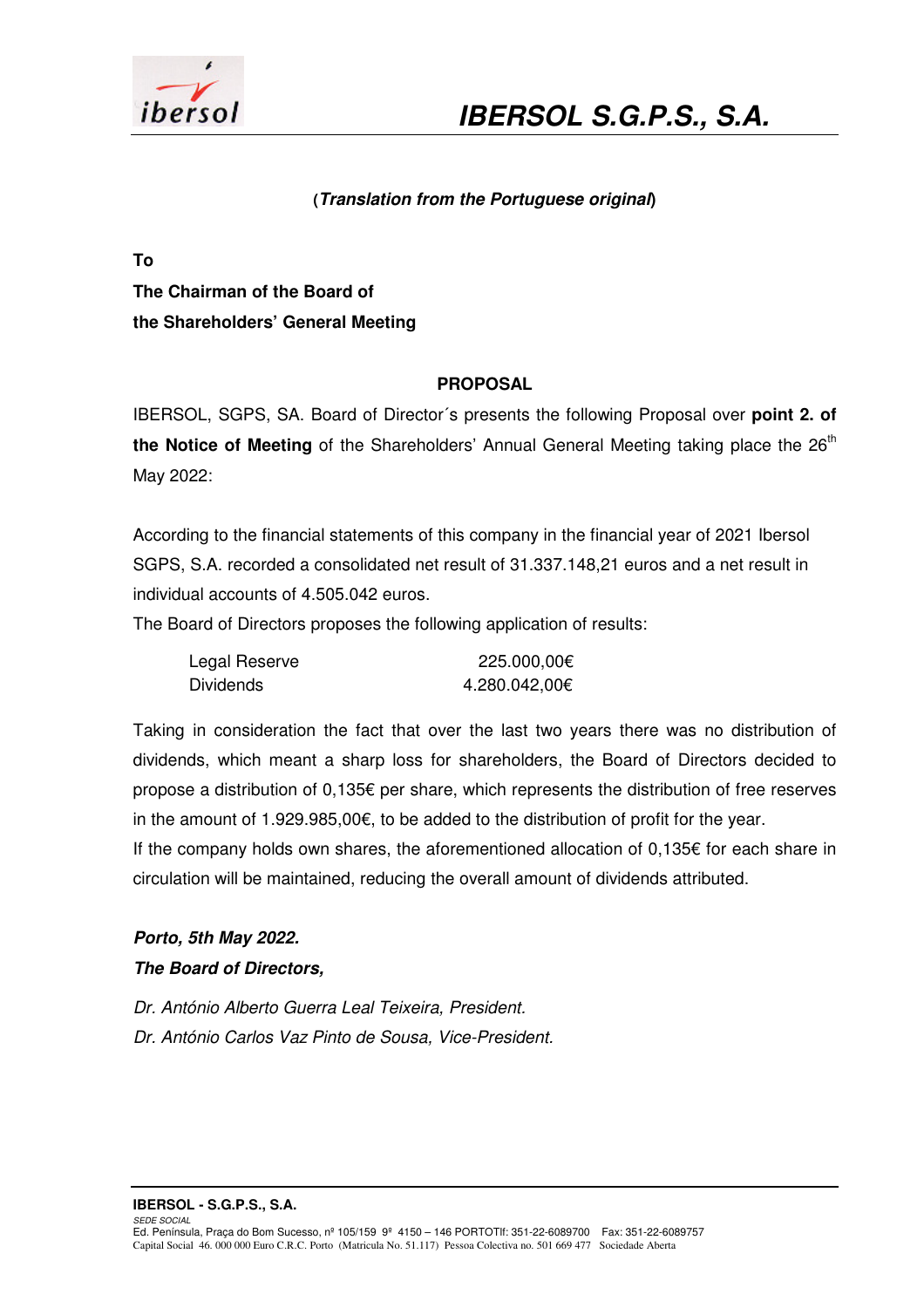# IBERSOL S.G.P.S., S.A.

***(Translation from the Portuguese original)***

**To**
**The Chairman of the Board of**
**the Shareholders' General Meeting**

**PROPOSAL**

IBERSOL, SGPS, SA. Board of Director´s presents the following Proposal over **point 2. of the Notice of Meeting** of the Shareholders' Annual General Meeting taking place the 26th May 2022:

According to the financial statements of this company in the financial year of 2021 Ibersol SGPS, S.A. recorded a consolidated net result of 31.337.148,21 euros and a net result in individual accounts of 4.505.042 euros.

The Board of Directors proposes the following application of results:

| | |
|---|---|
| Legal Reserve | 225.000,00€ |
| Dividends | 4.280.042,00€ |

Taking in consideration the fact that over the last two years there was no distribution of dividends, which meant a sharp loss for shareholders, the Board of Directors decided to propose a distribution of 0,135€ per share, which represents the distribution of free reserves in the amount of 1.929.985,00€, to be added to the distribution of profit for the year.

If the company holds own shares, the aforementioned allocation of 0,135€ for each share in circulation will be maintained, reducing the overall amount of dividends attributed.

***Porto, 5th May 2022.***
***The Board of Directors,***

*Dr. António Alberto Guerra Leal Teixeira, President.*
*Dr. António Carlos Vaz Pinto de Sousa, Vice-President.*

**IBERSOL - S.G.P.S., S.A.**
*SEDE SOCIAL*
Ed. Península, Praça do Bom Sucesso, nº 105/159 9º 4150 – 146 PORTOTlf: 351-22-6089700 Fax: 351-22-6089757
Capital Social 46. 000 000 Euro C.R.C. Porto (Matricula No. 51.117) Pessoa Colectiva no. 501 669 477 Sociedade Aberta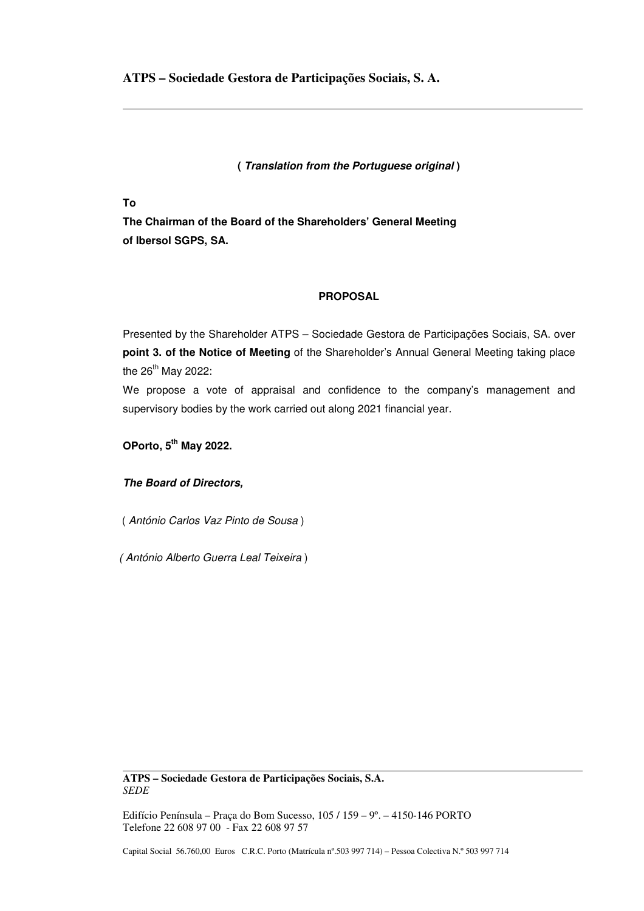**ATPS – Sociedade Gestora de Participações Sociais, S. A.**

---

**( *Translation from the Portuguese original* )**

**To**

**The Chairman of the Board of the Shareholders' General Meeting of Ibersol SGPS, SA.**

## PROPOSAL

Presented by the Shareholder ATPS – Sociedade Gestora de Participações Sociais, SA. over **point 3. of the Notice of Meeting** of the Shareholder's Annual General Meeting taking place the 26th May 2022:

We propose a vote of appraisal and confidence to the company's management and supervisory bodies by the work carried out along 2021 financial year.

**OPorto, 5th May 2022.**

***The Board of Directors,***

( *António Carlos Vaz Pinto de Sousa* )

( *António Alberto Guerra Leal Teixeira* )

---

**ATPS – Sociedade Gestora de Participações Sociais, S.A.**
*SEDE*

Edifício Península – Praça do Bom Sucesso, 105 / 159 – 9º. – 4150-146 PORTO
Telefone 22 608 97 00 - Fax 22 608 97 57

Capital Social 56.760,00 Euros C.R.C. Porto (Matrícula nº.503 997 714) – Pessoa Colectiva N.º 503 997 714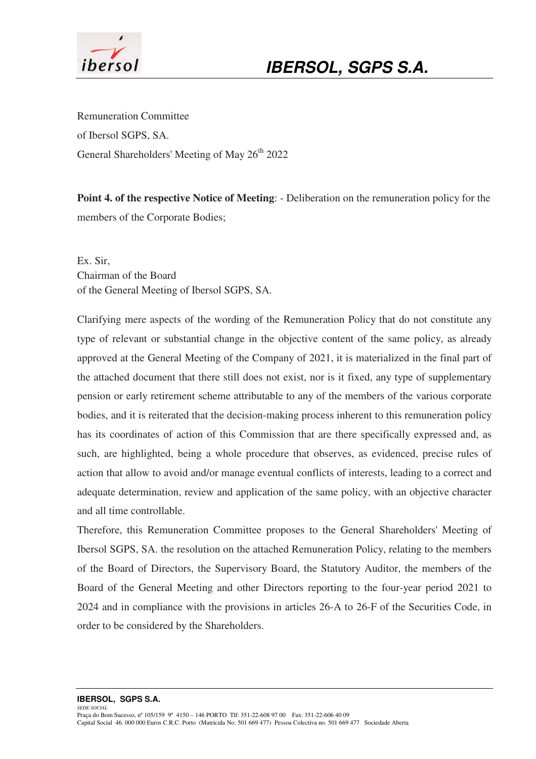Remuneration Committee

of Ibersol SGPS, SA.

General Shareholders' Meeting of May 26th 2022

**Point 4. of the respective Notice of Meeting**: - Deliberation on the remuneration policy for the members of the Corporate Bodies;

Ex. Sir,
Chairman of the Board
of the General Meeting of Ibersol SGPS, SA.

Clarifying mere aspects of the wording of the Remuneration Policy that do not constitute any type of relevant or substantial change in the objective content of the same policy, as already approved at the General Meeting of the Company of 2021, it is materialized in the final part of the attached document that there still does not exist, nor is it fixed, any type of supplementary pension or early retirement scheme attributable to any of the members of the various corporate bodies, and it is reiterated that the decision-making process inherent to this remuneration policy has its coordinates of action of this Commission that are there specifically expressed and, as such, are highlighted, being a whole procedure that observes, as evidenced, precise rules of action that allow to avoid and/or manage eventual conflicts of interests, leading to a correct and adequate determination, review and application of the same policy, with an objective character and all time controllable.

Therefore, this Remuneration Committee proposes to the General Shareholders' Meeting of Ibersol SGPS, SA. the resolution on the attached Remuneration Policy, relating to the members of the Board of Directors, the Supervisory Board, the Statutory Auditor, the members of the Board of the General Meeting and other Directors reporting to the four-year period 2021 to 2024 and in compliance with the provisions in articles 26-A to 26-F of the Securities Code, in order to be considered by the Shareholders.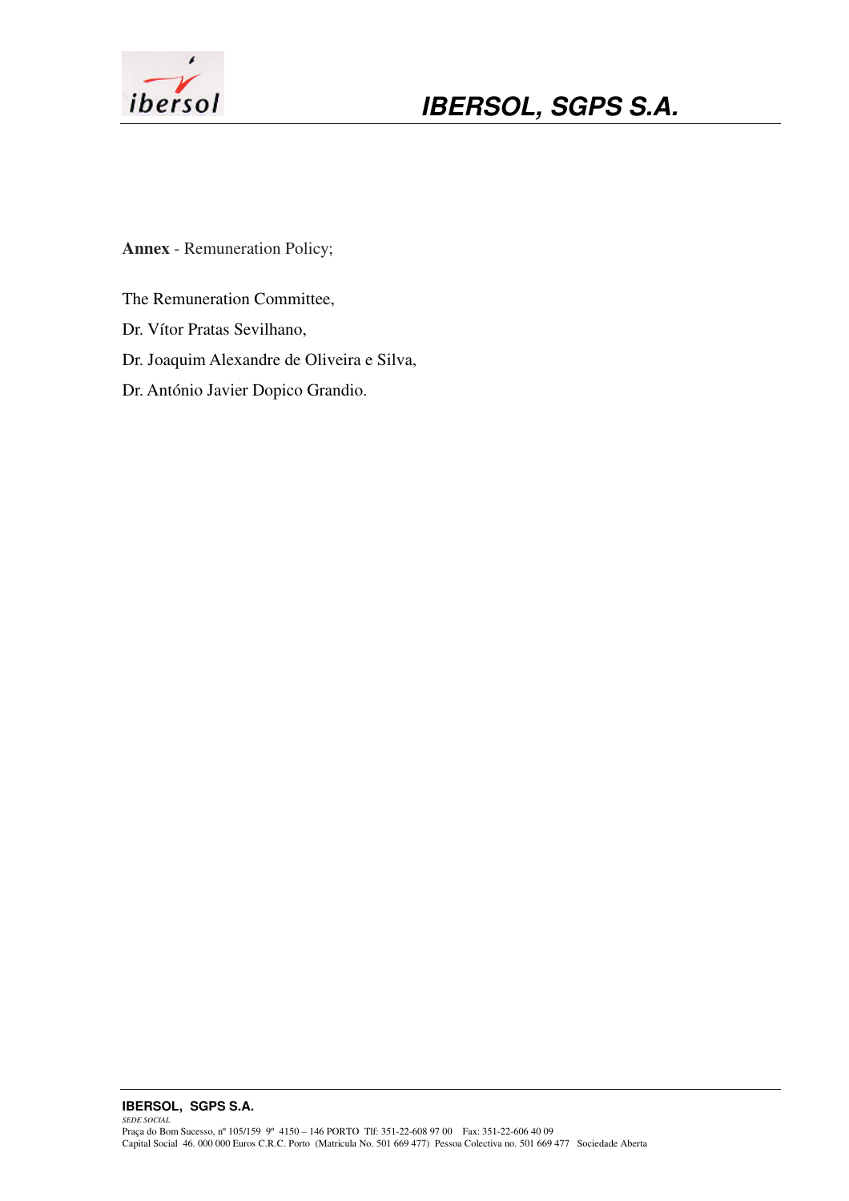**Annex** - Remuneration Policy;

The Remuneration Committee,

Dr. Vítor Pratas Sevilhano,

Dr. Joaquim Alexandre de Oliveira e Silva,

Dr. António Javier Dopico Grandio.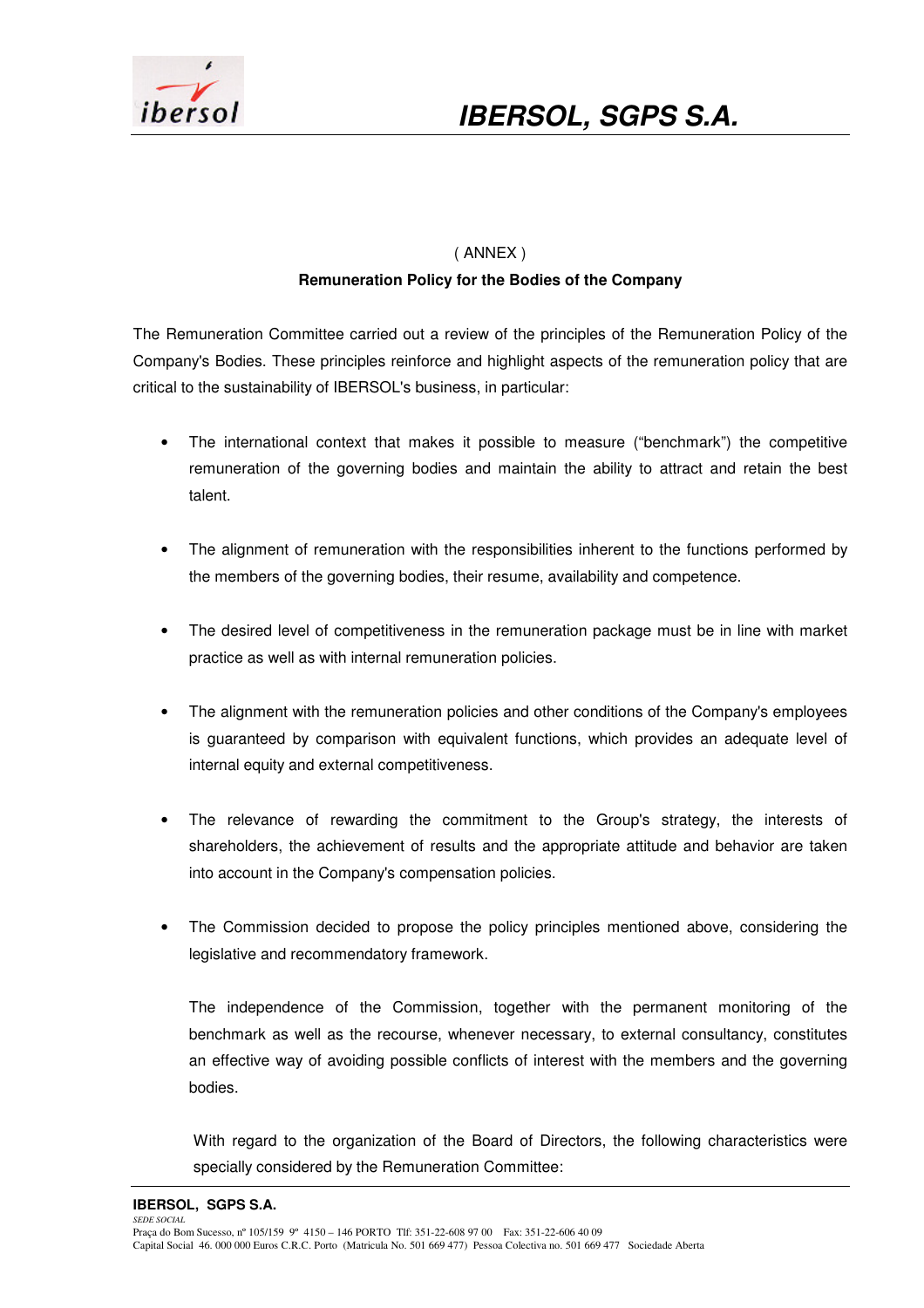( ANNEX )

**Remuneration Policy for the Bodies of the Company**

The Remuneration Committee carried out a review of the principles of the Remuneration Policy of the Company's Bodies. These principles reinforce and highlight aspects of the remuneration policy that are critical to the sustainability of IBERSOL's business, in particular:

- The international context that makes it possible to measure ("benchmark") the competitive remuneration of the governing bodies and maintain the ability to attract and retain the best talent.
- The alignment of remuneration with the responsibilities inherent to the functions performed by the members of the governing bodies, their resume, availability and competence.
- The desired level of competitiveness in the remuneration package must be in line with market practice as well as with internal remuneration policies.
- The alignment with the remuneration policies and other conditions of the Company's employees is guaranteed by comparison with equivalent functions, which provides an adequate level of internal equity and external competitiveness.
- The relevance of rewarding the commitment to the Group's strategy, the interests of shareholders, the achievement of results and the appropriate attitude and behavior are taken into account in the Company's compensation policies.
- The Commission decided to propose the policy principles mentioned above, considering the legislative and recommendatory framework.

  The independence of the Commission, together with the permanent monitoring of the benchmark as well as the recourse, whenever necessary, to external consultancy, constitutes an effective way of avoiding possible conflicts of interest with the members and the governing bodies.

  With regard to the organization of the Board of Directors, the following characteristics were specially considered by the Remuneration Committee: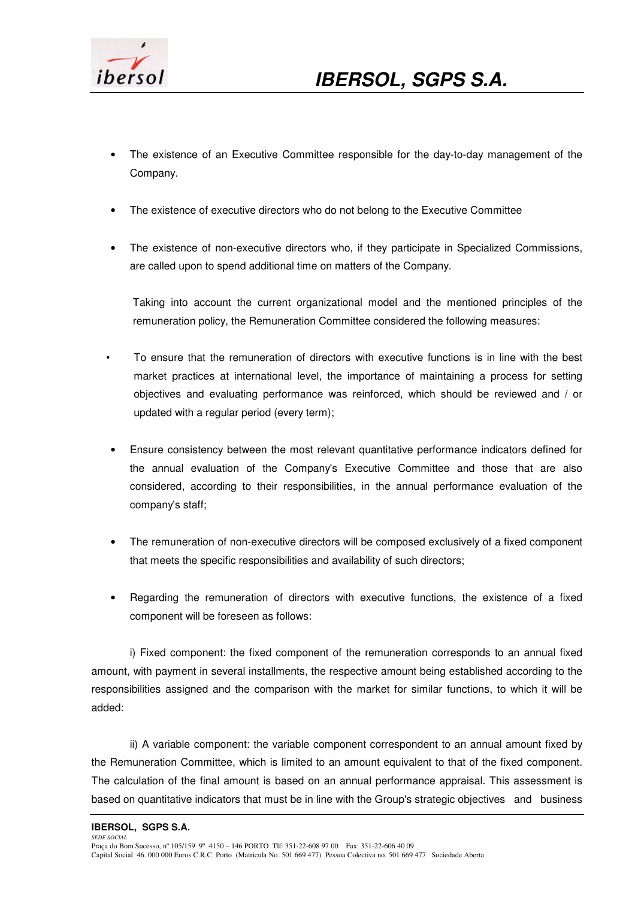- The existence of an Executive Committee responsible for the day-to-day management of the Company.

- The existence of executive directors who do not belong to the Executive Committee

- The existence of non-executive directors who, if they participate in Specialized Commissions, are called upon to spend additional time on matters of the Company.

Taking into account the current organizational model and the mentioned principles of the remuneration policy, the Remuneration Committee considered the following measures:

- To ensure that the remuneration of directors with executive functions is in line with the best market practices at international level, the importance of maintaining a process for setting objectives and evaluating performance was reinforced, which should be reviewed and / or updated with a regular period (every term);

- Ensure consistency between the most relevant quantitative performance indicators defined for the annual evaluation of the Company's Executive Committee and those that are also considered, according to their responsibilities, in the annual performance evaluation of the company's staff;

- The remuneration of non-executive directors will be composed exclusively of a fixed component that meets the specific responsibilities and availability of such directors;

- Regarding the remuneration of directors with executive functions, the existence of a fixed component will be foreseen as follows:

i) Fixed component: the fixed component of the remuneration corresponds to an annual fixed amount, with payment in several installments, the respective amount being established according to the responsibilities assigned and the comparison with the market for similar functions, to which it will be added:

ii) A variable component: the variable component correspondent to an annual amount fixed by the Remuneration Committee, which is limited to an amount equivalent to that of the fixed component. The calculation of the final amount is based on an annual performance appraisal. This assessment is based on quantitative indicators that must be in line with the Group's strategic objectives and business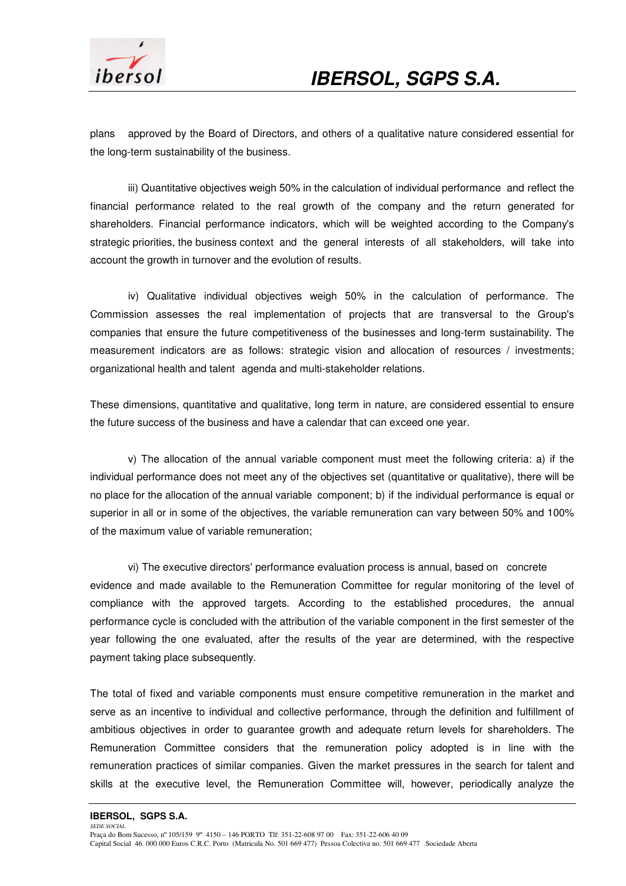plans approved by the Board of Directors, and others of a qualitative nature considered essential for the long-term sustainability of the business.

iii) Quantitative objectives weigh 50% in the calculation of individual performance and reflect the financial performance related to the real growth of the company and the return generated for shareholders. Financial performance indicators, which will be weighted according to the Company's strategic priorities, the business context and the general interests of all stakeholders, will take into account the growth in turnover and the evolution of results.

iv) Qualitative individual objectives weigh 50% in the calculation of performance. The Commission assesses the real implementation of projects that are transversal to the Group's companies that ensure the future competitiveness of the businesses and long-term sustainability. The measurement indicators are as follows: strategic vision and allocation of resources / investments; organizational health and talent agenda and multi-stakeholder relations.

These dimensions, quantitative and qualitative, long term in nature, are considered essential to ensure the future success of the business and have a calendar that can exceed one year.

v) The allocation of the annual variable component must meet the following criteria: a) if the individual performance does not meet any of the objectives set (quantitative or qualitative), there will be no place for the allocation of the annual variable component; b) if the individual performance is equal or superior in all or in some of the objectives, the variable remuneration can vary between 50% and 100% of the maximum value of variable remuneration;

vi) The executive directors' performance evaluation process is annual, based on concrete evidence and made available to the Remuneration Committee for regular monitoring of the level of compliance with the approved targets. According to the established procedures, the annual performance cycle is concluded with the attribution of the variable component in the first semester of the year following the one evaluated, after the results of the year are determined, with the respective payment taking place subsequently.

The total of fixed and variable components must ensure competitive remuneration in the market and serve as an incentive to individual and collective performance, through the definition and fulfillment of ambitious objectives in order to guarantee growth and adequate return levels for shareholders. The Remuneration Committee considers that the remuneration policy adopted is in line with the remuneration practices of similar companies. Given the market pressures in the search for talent and skills at the executive level, the Remuneration Committee will, however, periodically analyze the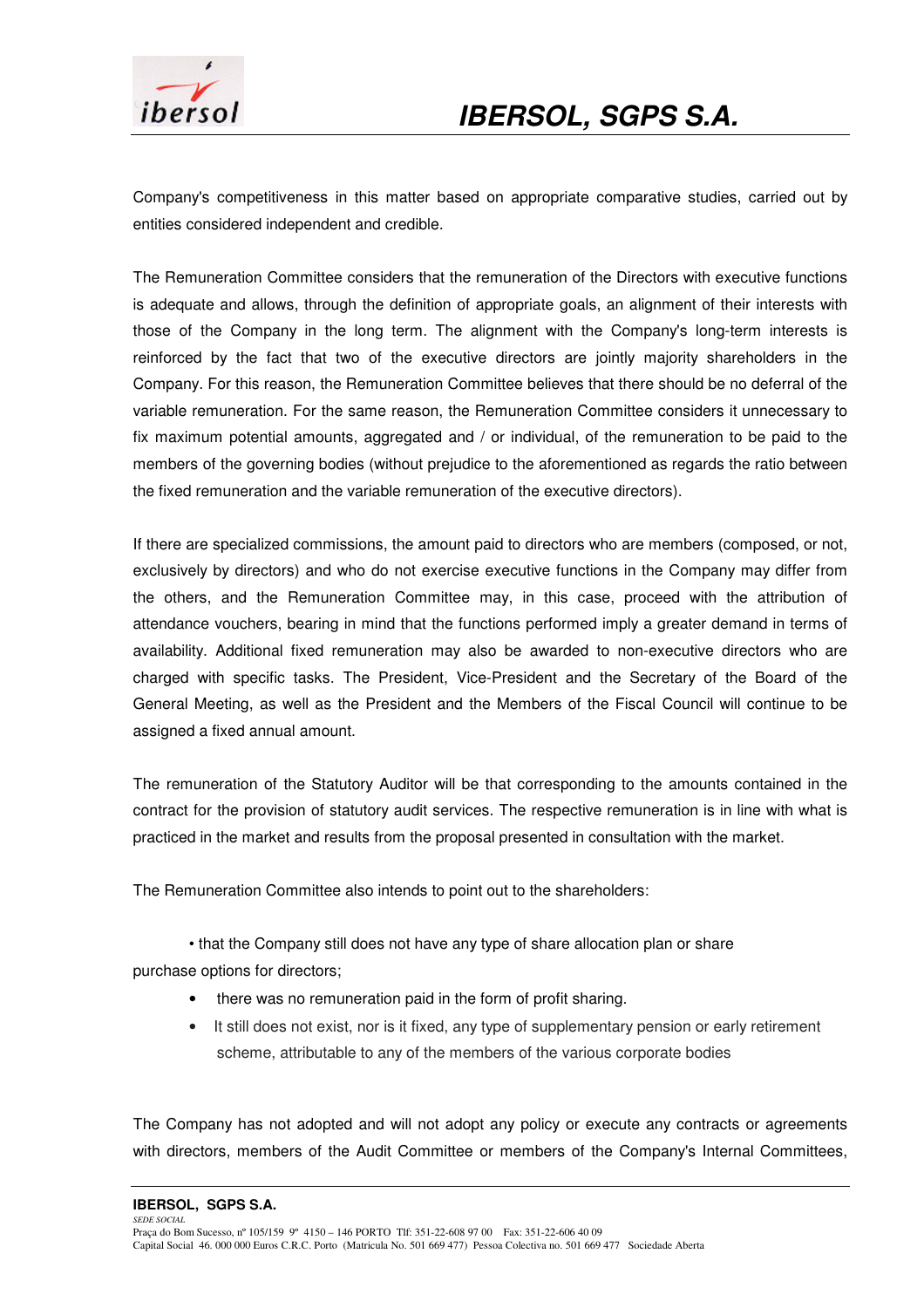Company's competitiveness in this matter based on appropriate comparative studies, carried out by entities considered independent and credible.

The Remuneration Committee considers that the remuneration of the Directors with executive functions is adequate and allows, through the definition of appropriate goals, an alignment of their interests with those of the Company in the long term. The alignment with the Company's long-term interests is reinforced by the fact that two of the executive directors are jointly majority shareholders in the Company. For this reason, the Remuneration Committee believes that there should be no deferral of the variable remuneration. For the same reason, the Remuneration Committee considers it unnecessary to fix maximum potential amounts, aggregated and / or individual, of the remuneration to be paid to the members of the governing bodies (without prejudice to the aforementioned as regards the ratio between the fixed remuneration and the variable remuneration of the executive directors).

If there are specialized commissions, the amount paid to directors who are members (composed, or not, exclusively by directors) and who do not exercise executive functions in the Company may differ from the others, and the Remuneration Committee may, in this case, proceed with the attribution of attendance vouchers, bearing in mind that the functions performed imply a greater demand in terms of availability. Additional fixed remuneration may also be awarded to non-executive directors who are charged with specific tasks. The President, Vice-President and the Secretary of the Board of the General Meeting, as well as the President and the Members of the Fiscal Council will continue to be assigned a fixed annual amount.

The remuneration of the Statutory Auditor will be that corresponding to the amounts contained in the contract for the provision of statutory audit services. The respective remuneration is in line with what is practiced in the market and results from the proposal presented in consultation with the market.

The Remuneration Committee also intends to point out to the shareholders:

- that the Company still does not have any type of share allocation plan or share purchase options for directors;
- there was no remuneration paid in the form of profit sharing.
- It still does not exist, nor is it fixed, any type of supplementary pension or early retirement scheme, attributable to any of the members of the various corporate bodies

The Company has not adopted and will not adopt any policy or execute any contracts or agreements with directors, members of the Audit Committee or members of the Company's Internal Committees,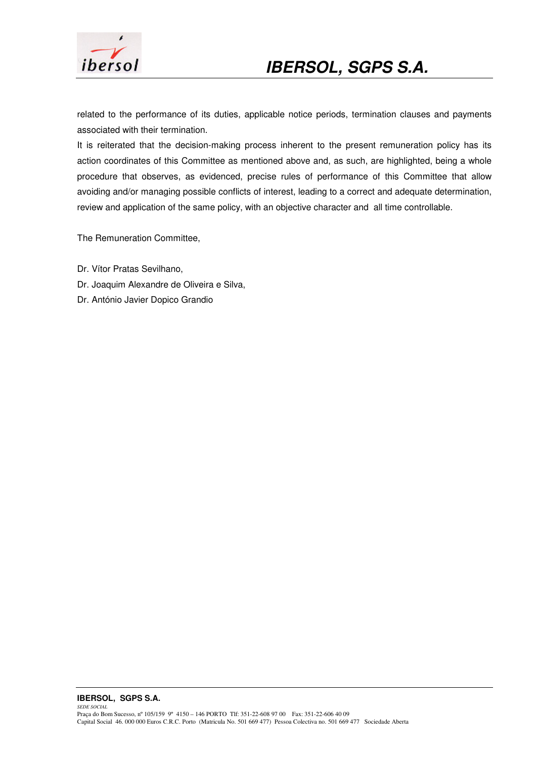related to the performance of its duties, applicable notice periods, termination clauses and payments associated with their termination.

It is reiterated that the decision-making process inherent to the present remuneration policy has its action coordinates of this Committee as mentioned above and, as such, are highlighted, being a whole procedure that observes, as evidenced, precise rules of performance of this Committee that allow avoiding and/or managing possible conflicts of interest, leading to a correct and adequate determination, review and application of the same policy, with an objective character and  all time controllable.

The Remuneration Committee,

Dr. Vítor Pratas Sevilhano,

Dr. Joaquim Alexandre de Oliveira e Silva,

Dr. António Javier Dopico Grandio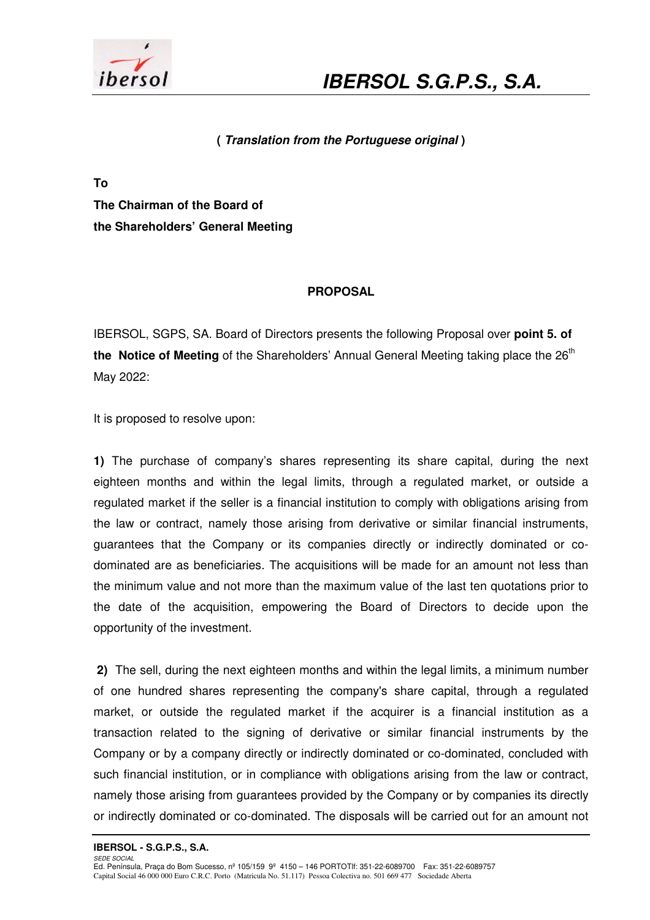**( *Translation from the Portuguese original* )**

**To**
**The Chairman of the Board of**
**the Shareholders' General Meeting**

**PROPOSAL**

IBERSOL, SGPS, SA. Board of Directors presents the following Proposal over **point 5. of the Notice of Meeting** of the Shareholders' Annual General Meeting taking place the 26th May 2022:

It is proposed to resolve upon:

**1)** The purchase of company's shares representing its share capital, during the next eighteen months and within the legal limits, through a regulated market, or outside a regulated market if the seller is a financial institution to comply with obligations arising from the law or contract, namely those arising from derivative or similar financial instruments, guarantees that the Company or its companies directly or indirectly dominated or co-dominated are as beneficiaries. The acquisitions will be made for an amount not less than the minimum value and not more than the maximum value of the last ten quotations prior to the date of the acquisition, empowering the Board of Directors to decide upon the opportunity of the investment.

**2)** The sell, during the next eighteen months and within the legal limits, a minimum number of one hundred shares representing the company's share capital, through a regulated market, or outside the regulated market if the acquirer is a financial institution as a transaction related to the signing of derivative or similar financial instruments by the Company or by a company directly or indirectly dominated or co-dominated, concluded with such financial institution, or in compliance with obligations arising from the law or contract, namely those arising from guarantees provided by the Company or by companies its directly or indirectly dominated or co-dominated. The disposals will be carried out for an amount not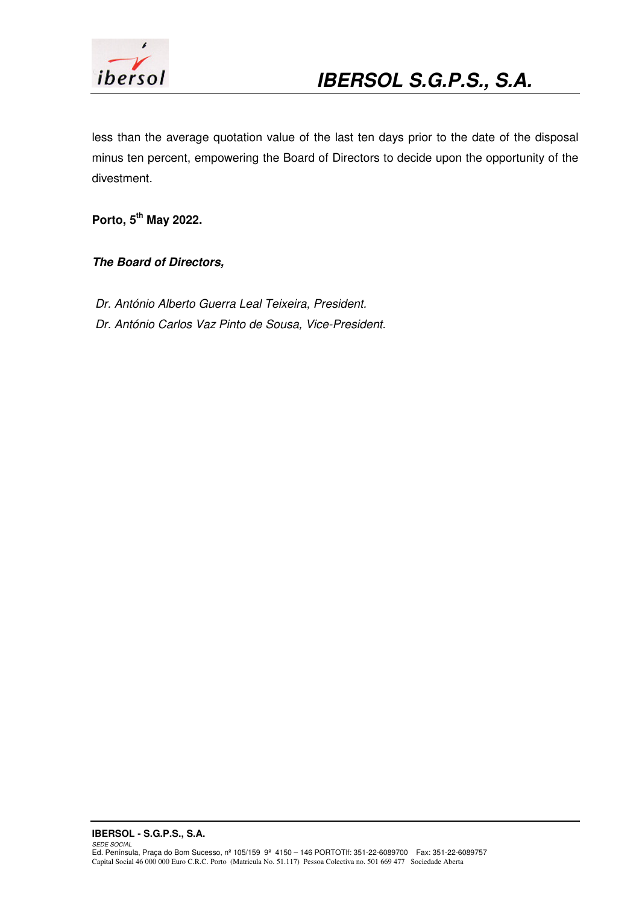less than the average quotation value of the last ten days prior to the date of the disposal minus ten percent, empowering the Board of Directors to decide upon the opportunity of the divestment.

**Porto, 5th May 2022.**

***The Board of Directors,***

*Dr. António Alberto Guerra Leal Teixeira, President.*
*Dr. António Carlos Vaz Pinto de Sousa, Vice-President.*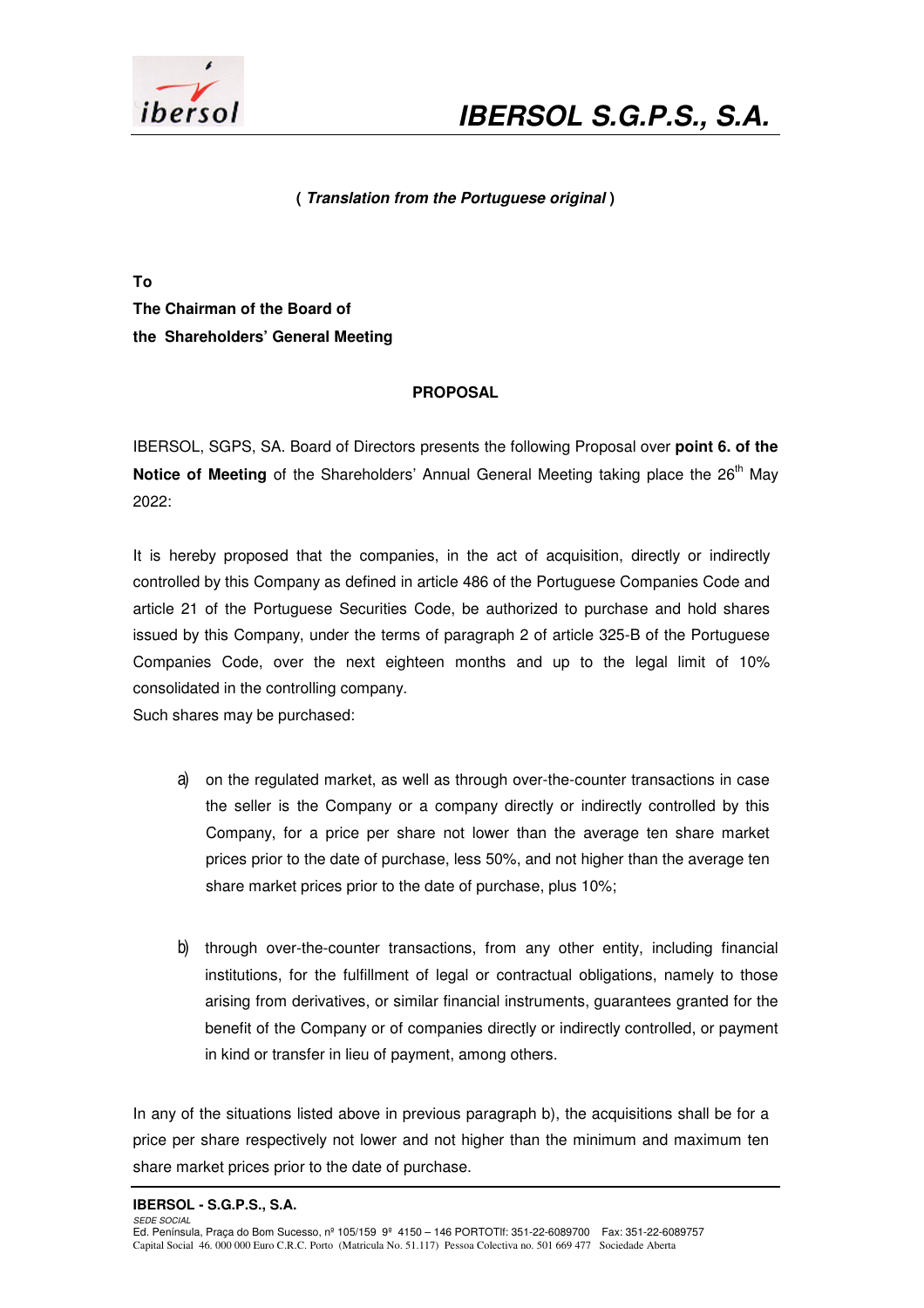**( *Translation from the Portuguese original* )**

**To**
**The Chairman of the Board of**
**the Shareholders' General Meeting**

**PROPOSAL**

IBERSOL, SGPS, SA. Board of Directors presents the following Proposal over **point 6. of the Notice of Meeting** of the Shareholders' Annual General Meeting taking place the 26th May 2022:

It is hereby proposed that the companies, in the act of acquisition, directly or indirectly controlled by this Company as defined in article 486 of the Portuguese Companies Code and article 21 of the Portuguese Securities Code, be authorized to purchase and hold shares issued by this Company, under the terms of paragraph 2 of article 325-B of the Portuguese Companies Code, over the next eighteen months and up to the legal limit of 10% consolidated in the controlling company.
Such shares may be purchased:

a) on the regulated market, as well as through over-the-counter transactions in case the seller is the Company or a company directly or indirectly controlled by this Company, for a price per share not lower than the average ten share market prices prior to the date of purchase, less 50%, and not higher than the average ten share market prices prior to the date of purchase, plus 10%;

b) through over-the-counter transactions, from any other entity, including financial institutions, for the fulfillment of legal or contractual obligations, namely to those arising from derivatives, or similar financial instruments, guarantees granted for the benefit of the Company or of companies directly or indirectly controlled, or payment in kind or transfer in lieu of payment, among others.

In any of the situations listed above in previous paragraph b), the acquisitions shall be for a price per share respectively not lower and not higher than the minimum and maximum ten share market prices prior to the date of purchase.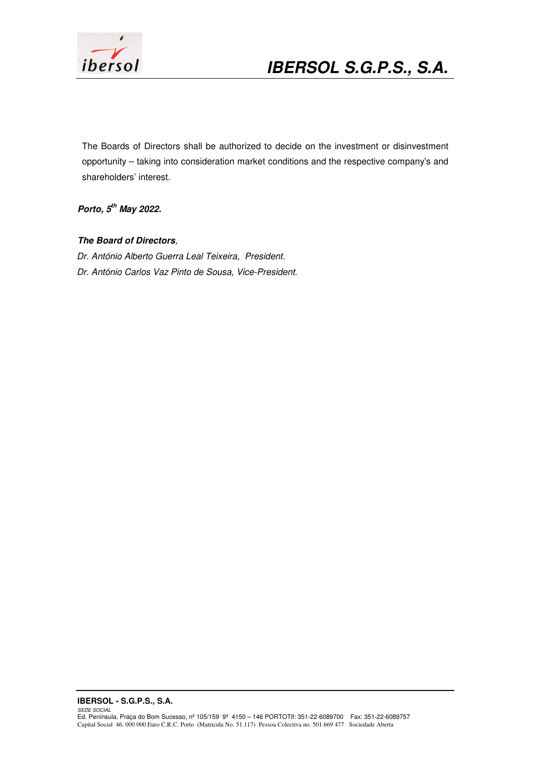The Boards of Directors shall be authorized to decide on the investment or disinvestment opportunity – taking into consideration market conditions and the respective company's and shareholders' interest.

***Porto, 5th May 2022.***

***The Board of Directors**,*

*Dr. António Alberto Guerra Leal Teixeira, President.*

*Dr. António Carlos Vaz Pinto de Sousa, Vice-President.*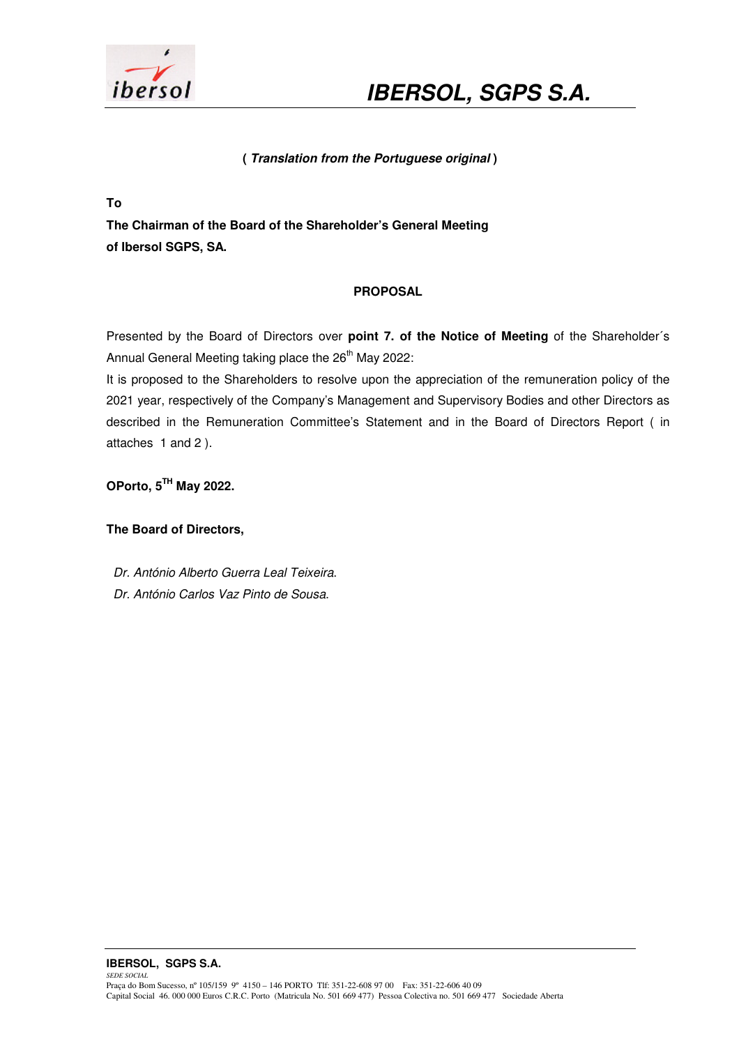# IBERSOL, SGPS S.A.

***( Translation from the Portuguese original )***

**To**
**The Chairman of the Board of the Shareholder's General Meeting**
**of Ibersol SGPS, SA.**

**PROPOSAL**

Presented by the Board of Directors over **point 7. of the Notice of Meeting** of the Shareholder´s Annual General Meeting taking place the 26th May 2022:

It is proposed to the Shareholders to resolve upon the appreciation of the remuneration policy of the 2021 year, respectively of the Company's Management and Supervisory Bodies and other Directors as described in the Remuneration Committee's Statement and in the Board of Directors Report ( in attaches 1 and 2 ).

**OPorto, 5TH May 2022.**

**The Board of Directors,**

*Dr. António Alberto Guerra Leal Teixeira.*
*Dr. António Carlos Vaz Pinto de Sousa.*

**IBERSOL, SGPS S.A.**
*SEDE SOCIAL*
Praça do Bom Sucesso, nº 105/159 9º 4150 – 146 PORTO Tlf: 351-22-608 97 00 Fax: 351-22-606 40 09
Capital Social 46. 000 000 Euros C.R.C. Porto (Matricula No. 501 669 477) Pessoa Colectiva no. 501 669 477 Sociedade Aberta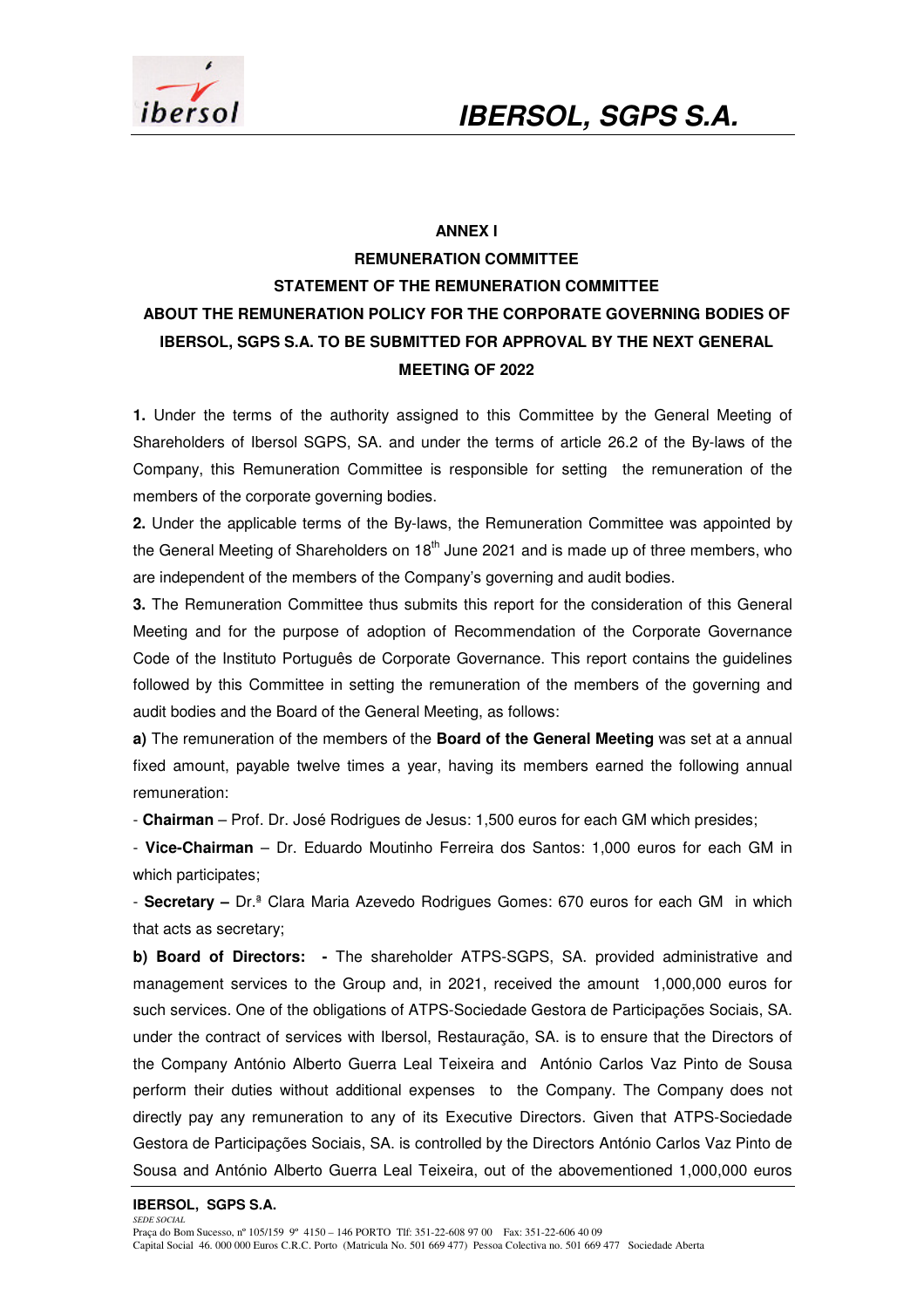**ANNEX I**

**REMUNERATION COMMITTEE**

**STATEMENT OF THE REMUNERATION COMMITTEE**

**ABOUT THE REMUNERATION POLICY FOR THE CORPORATE GOVERNING BODIES OF IBERSOL, SGPS S.A. TO BE SUBMITTED FOR APPROVAL BY THE NEXT GENERAL MEETING OF 2022**

**1.** Under the terms of the authority assigned to this Committee by the General Meeting of Shareholders of Ibersol SGPS, SA. and under the terms of article 26.2 of the By-laws of the Company, this Remuneration Committee is responsible for setting the remuneration of the members of the corporate governing bodies.

**2.** Under the applicable terms of the By-laws, the Remuneration Committee was appointed by the General Meeting of Shareholders on 18th June 2021 and is made up of three members, who are independent of the members of the Company's governing and audit bodies.

**3.** The Remuneration Committee thus submits this report for the consideration of this General Meeting and for the purpose of adoption of Recommendation of the Corporate Governance Code of the Instituto Português de Corporate Governance. This report contains the guidelines followed by this Committee in setting the remuneration of the members of the governing and audit bodies and the Board of the General Meeting, as follows:

**a)** The remuneration of the members of the **Board of the General Meeting** was set at a annual fixed amount, payable twelve times a year, having its members earned the following annual remuneration:

- **Chairman** – Prof. Dr. José Rodrigues de Jesus: 1,500 euros for each GM which presides;

- **Vice-Chairman** – Dr. Eduardo Moutinho Ferreira dos Santos: 1,000 euros for each GM in which participates;

- **Secretary –** Dr.ª Clara Maria Azevedo Rodrigues Gomes: 670 euros for each GM in which that acts as secretary;

**b) Board of Directors: -** The shareholder ATPS-SGPS, SA. provided administrative and management services to the Group and, in 2021, received the amount 1,000,000 euros for such services. One of the obligations of ATPS-Sociedade Gestora de Participações Sociais, SA. under the contract of services with Ibersol, Restauração, SA. is to ensure that the Directors of the Company António Alberto Guerra Leal Teixeira and António Carlos Vaz Pinto de Sousa perform their duties without additional expenses to the Company. The Company does not directly pay any remuneration to any of its Executive Directors. Given that ATPS-Sociedade Gestora de Participações Sociais, SA. is controlled by the Directors António Carlos Vaz Pinto de Sousa and António Alberto Guerra Leal Teixeira, out of the abovementioned 1,000,000 euros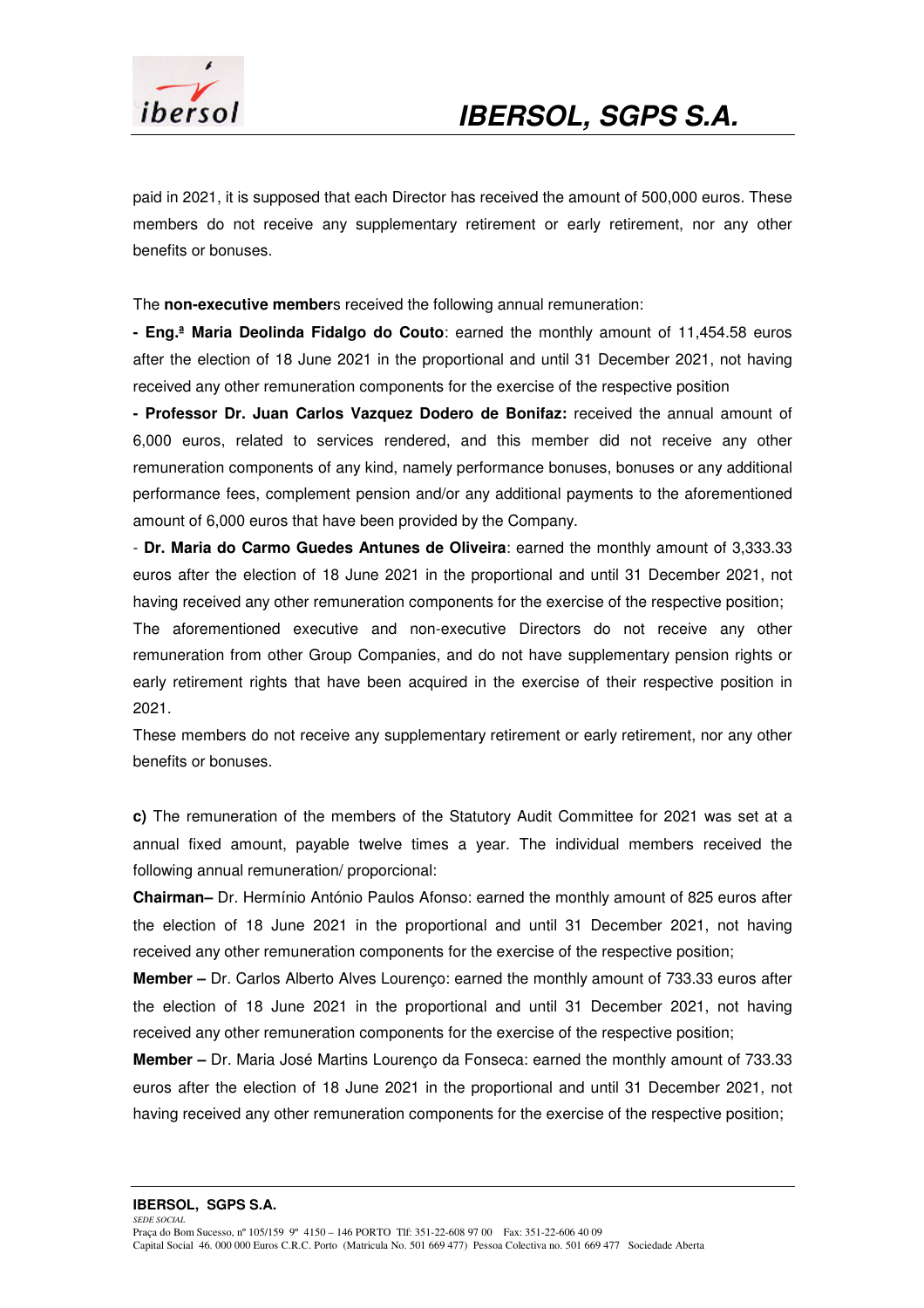paid in 2021, it is supposed that each Director has received the amount of 500,000 euros. These members do not receive any supplementary retirement or early retirement, nor any other benefits or bonuses.

The **non-executive member**s received the following annual remuneration:

**- Eng.ª Maria Deolinda Fidalgo do Couto**: earned the monthly amount of 11,454.58 euros after the election of 18 June 2021 in the proportional and until 31 December 2021, not having received any other remuneration components for the exercise of the respective position

**- Professor Dr. Juan Carlos Vazquez Dodero de Bonifaz:** received the annual amount of 6,000 euros, related to services rendered, and this member did not receive any other remuneration components of any kind, namely performance bonuses, bonuses or any additional performance fees, complement pension and/or any additional payments to the aforementioned amount of 6,000 euros that have been provided by the Company.

- **Dr. Maria do Carmo Guedes Antunes de Oliveira**: earned the monthly amount of 3,333.33 euros after the election of 18 June 2021 in the proportional and until 31 December 2021, not having received any other remuneration components for the exercise of the respective position;

The aforementioned executive and non-executive Directors do not receive any other remuneration from other Group Companies, and do not have supplementary pension rights or early retirement rights that have been acquired in the exercise of their respective position in 2021.

These members do not receive any supplementary retirement or early retirement, nor any other benefits or bonuses.

**c)** The remuneration of the members of the Statutory Audit Committee for 2021 was set at a annual fixed amount, payable twelve times a year. The individual members received the following annual remuneration/ proporcional:

**Chairman–** Dr. Hermínio António Paulos Afonso: earned the monthly amount of 825 euros after the election of 18 June 2021 in the proportional and until 31 December 2021, not having received any other remuneration components for the exercise of the respective position;

**Member –** Dr. Carlos Alberto Alves Lourenço: earned the monthly amount of 733.33 euros after the election of 18 June 2021 in the proportional and until 31 December 2021, not having received any other remuneration components for the exercise of the respective position;

**Member –** Dr. Maria José Martins Lourenço da Fonseca: earned the monthly amount of 733.33 euros after the election of 18 June 2021 in the proportional and until 31 December 2021, not having received any other remuneration components for the exercise of the respective position;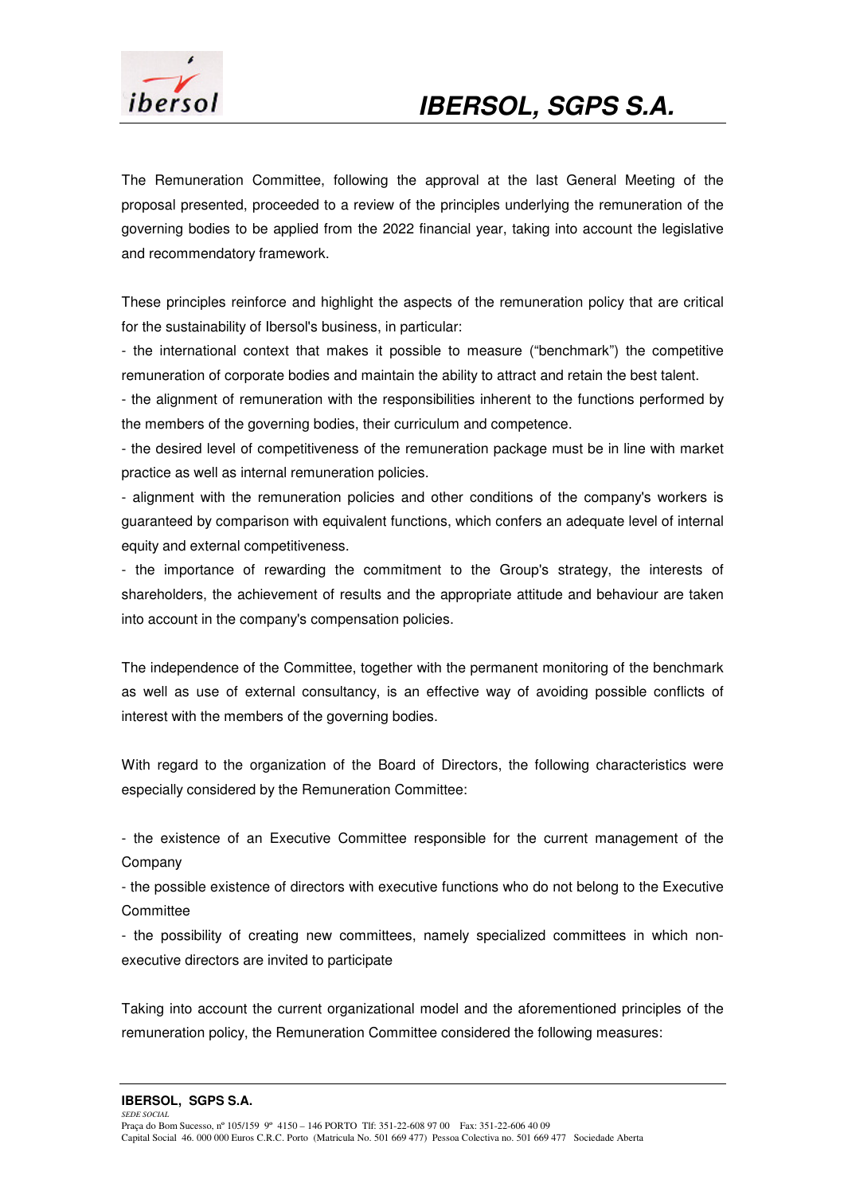The Remuneration Committee, following the approval at the last General Meeting of the proposal presented, proceeded to a review of the principles underlying the remuneration of the governing bodies to be applied from the 2022 financial year, taking into account the legislative and recommendatory framework.

These principles reinforce and highlight the aspects of the remuneration policy that are critical for the sustainability of Ibersol's business, in particular:

- the international context that makes it possible to measure ("benchmark") the competitive remuneration of corporate bodies and maintain the ability to attract and retain the best talent.
- the alignment of remuneration with the responsibilities inherent to the functions performed by the members of the governing bodies, their curriculum and competence.
- the desired level of competitiveness of the remuneration package must be in line with market practice as well as internal remuneration policies.
- alignment with the remuneration policies and other conditions of the company's workers is guaranteed by comparison with equivalent functions, which confers an adequate level of internal equity and external competitiveness.
- the importance of rewarding the commitment to the Group's strategy, the interests of shareholders, the achievement of results and the appropriate attitude and behaviour are taken into account in the company's compensation policies.

The independence of the Committee, together with the permanent monitoring of the benchmark as well as use of external consultancy, is an effective way of avoiding possible conflicts of interest with the members of the governing bodies.

With regard to the organization of the Board of Directors, the following characteristics were especially considered by the Remuneration Committee:

- the existence of an Executive Committee responsible for the current management of the Company
- the possible existence of directors with executive functions who do not belong to the Executive Committee
- the possibility of creating new committees, namely specialized committees in which non-executive directors are invited to participate

Taking into account the current organizational model and the aforementioned principles of the remuneration policy, the Remuneration Committee considered the following measures: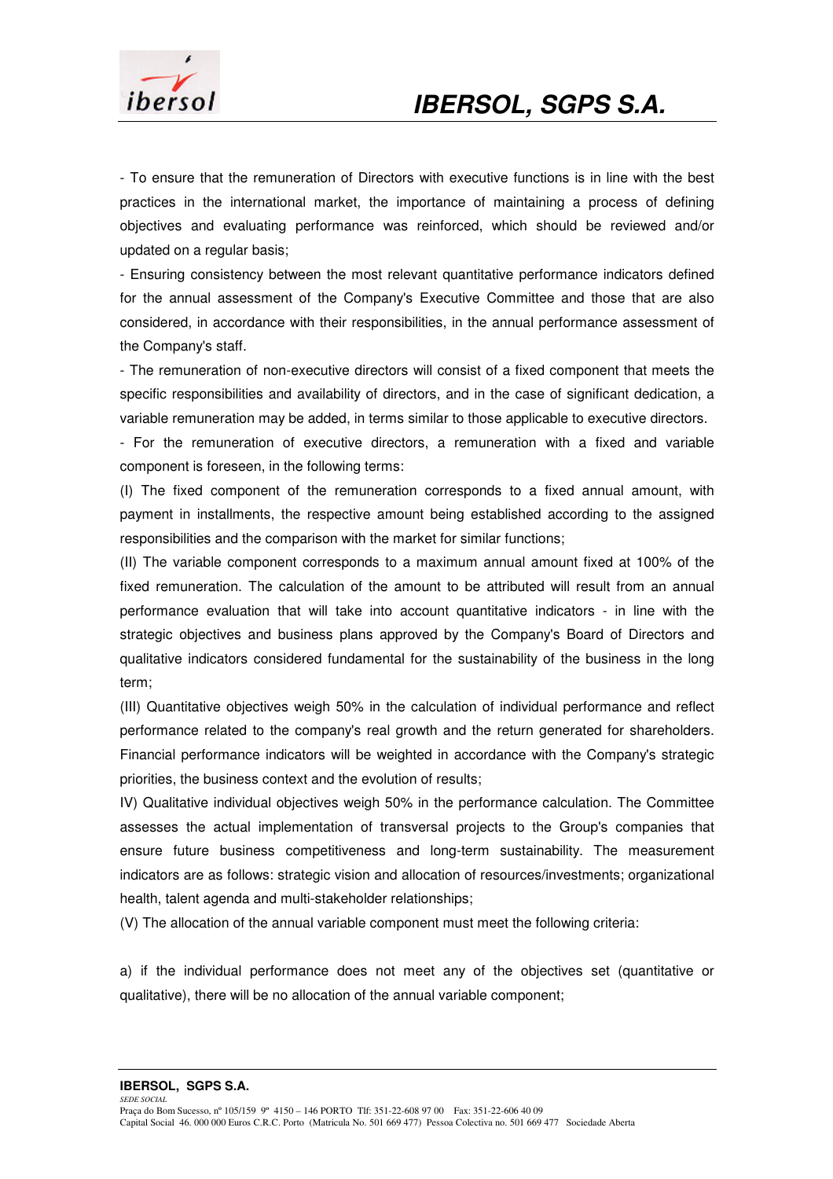- To ensure that the remuneration of Directors with executive functions is in line with the best practices in the international market, the importance of maintaining a process of defining objectives and evaluating performance was reinforced, which should be reviewed and/or updated on a regular basis;

- Ensuring consistency between the most relevant quantitative performance indicators defined for the annual assessment of the Company's Executive Committee and those that are also considered, in accordance with their responsibilities, in the annual performance assessment of the Company's staff.

- The remuneration of non-executive directors will consist of a fixed component that meets the specific responsibilities and availability of directors, and in the case of significant dedication, a variable remuneration may be added, in terms similar to those applicable to executive directors.

- For the remuneration of executive directors, a remuneration with a fixed and variable component is foreseen, in the following terms:

(I) The fixed component of the remuneration corresponds to a fixed annual amount, with payment in installments, the respective amount being established according to the assigned responsibilities and the comparison with the market for similar functions;

(II) The variable component corresponds to a maximum annual amount fixed at 100% of the fixed remuneration. The calculation of the amount to be attributed will result from an annual performance evaluation that will take into account quantitative indicators - in line with the strategic objectives and business plans approved by the Company's Board of Directors and qualitative indicators considered fundamental for the sustainability of the business in the long term;

(III) Quantitative objectives weigh 50% in the calculation of individual performance and reflect performance related to the company's real growth and the return generated for shareholders. Financial performance indicators will be weighted in accordance with the Company's strategic priorities, the business context and the evolution of results;

IV) Qualitative individual objectives weigh 50% in the performance calculation. The Committee assesses the actual implementation of transversal projects to the Group's companies that ensure future business competitiveness and long-term sustainability. The measurement indicators are as follows: strategic vision and allocation of resources/investments; organizational health, talent agenda and multi-stakeholder relationships;

(V) The allocation of the annual variable component must meet the following criteria:

a) if the individual performance does not meet any of the objectives set (quantitative or qualitative), there will be no allocation of the annual variable component;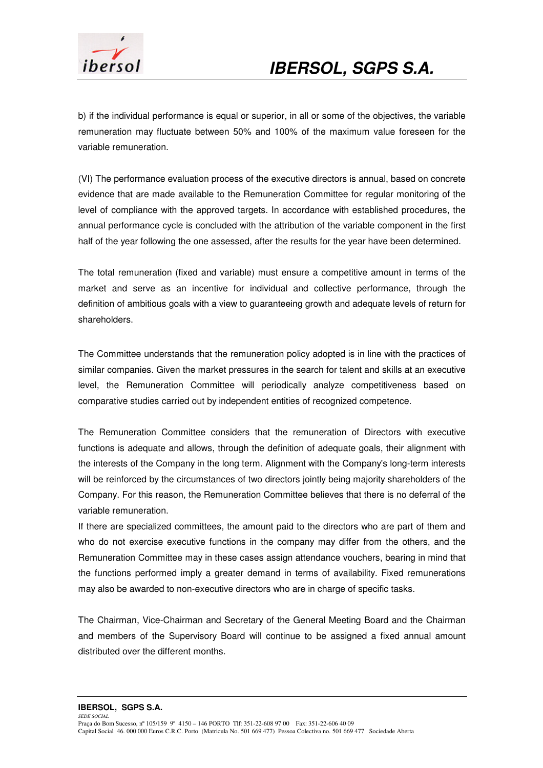b) if the individual performance is equal or superior, in all or some of the objectives, the variable remuneration may fluctuate between 50% and 100% of the maximum value foreseen for the variable remuneration.

(VI) The performance evaluation process of the executive directors is annual, based on concrete evidence that are made available to the Remuneration Committee for regular monitoring of the level of compliance with the approved targets. In accordance with established procedures, the annual performance cycle is concluded with the attribution of the variable component in the first half of the year following the one assessed, after the results for the year have been determined.

The total remuneration (fixed and variable) must ensure a competitive amount in terms of the market and serve as an incentive for individual and collective performance, through the definition of ambitious goals with a view to guaranteeing growth and adequate levels of return for shareholders.

The Committee understands that the remuneration policy adopted is in line with the practices of similar companies. Given the market pressures in the search for talent and skills at an executive level, the Remuneration Committee will periodically analyze competitiveness based on comparative studies carried out by independent entities of recognized competence.

The Remuneration Committee considers that the remuneration of Directors with executive functions is adequate and allows, through the definition of adequate goals, their alignment with the interests of the Company in the long term. Alignment with the Company's long-term interests will be reinforced by the circumstances of two directors jointly being majority shareholders of the Company. For this reason, the Remuneration Committee believes that there is no deferral of the variable remuneration.

If there are specialized committees, the amount paid to the directors who are part of them and who do not exercise executive functions in the company may differ from the others, and the Remuneration Committee may in these cases assign attendance vouchers, bearing in mind that the functions performed imply a greater demand in terms of availability. Fixed remunerations may also be awarded to non-executive directors who are in charge of specific tasks.

The Chairman, Vice-Chairman and Secretary of the General Meeting Board and the Chairman and members of the Supervisory Board will continue to be assigned a fixed annual amount distributed over the different months.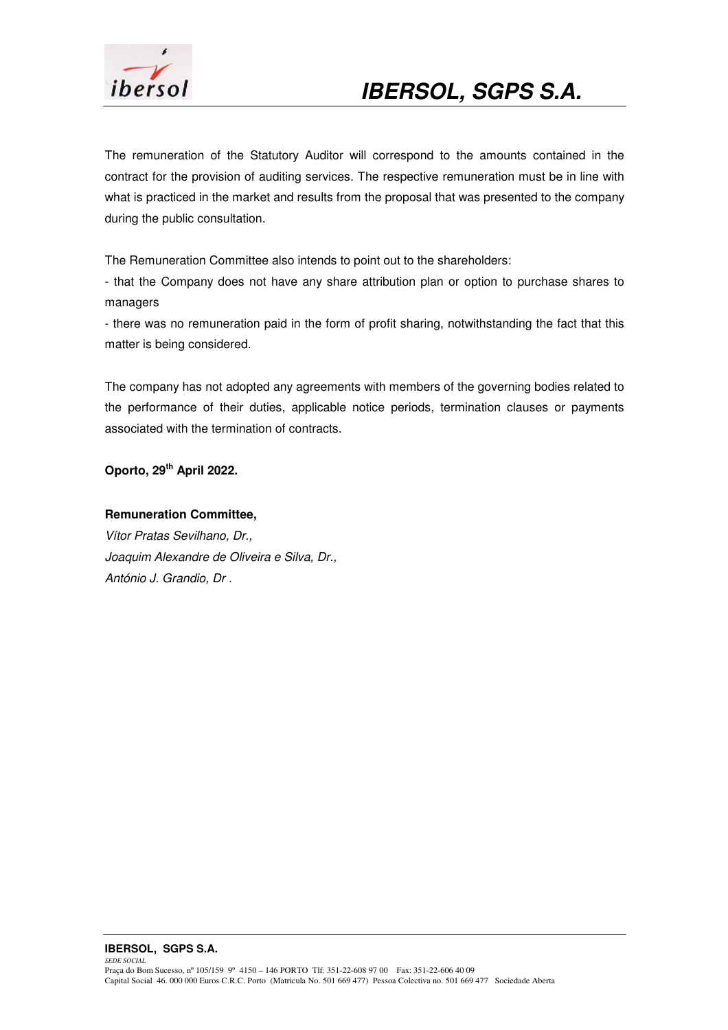The remuneration of the Statutory Auditor will correspond to the amounts contained in the contract for the provision of auditing services. The respective remuneration must be in line with what is practiced in the market and results from the proposal that was presented to the company during the public consultation.

The Remuneration Committee also intends to point out to the shareholders:

- that the Company does not have any share attribution plan or option to purchase shares to managers
- there was no remuneration paid in the form of profit sharing, notwithstanding the fact that this matter is being considered.

The company has not adopted any agreements with members of the governing bodies related to the performance of their duties, applicable notice periods, termination clauses or payments associated with the termination of contracts.

**Oporto, 29th April 2022.**

**Remuneration Committee,**

*Vítor Pratas Sevilhano, Dr.,*

*Joaquim Alexandre de Oliveira e Silva, Dr.,*

*António J. Grandio, Dr .*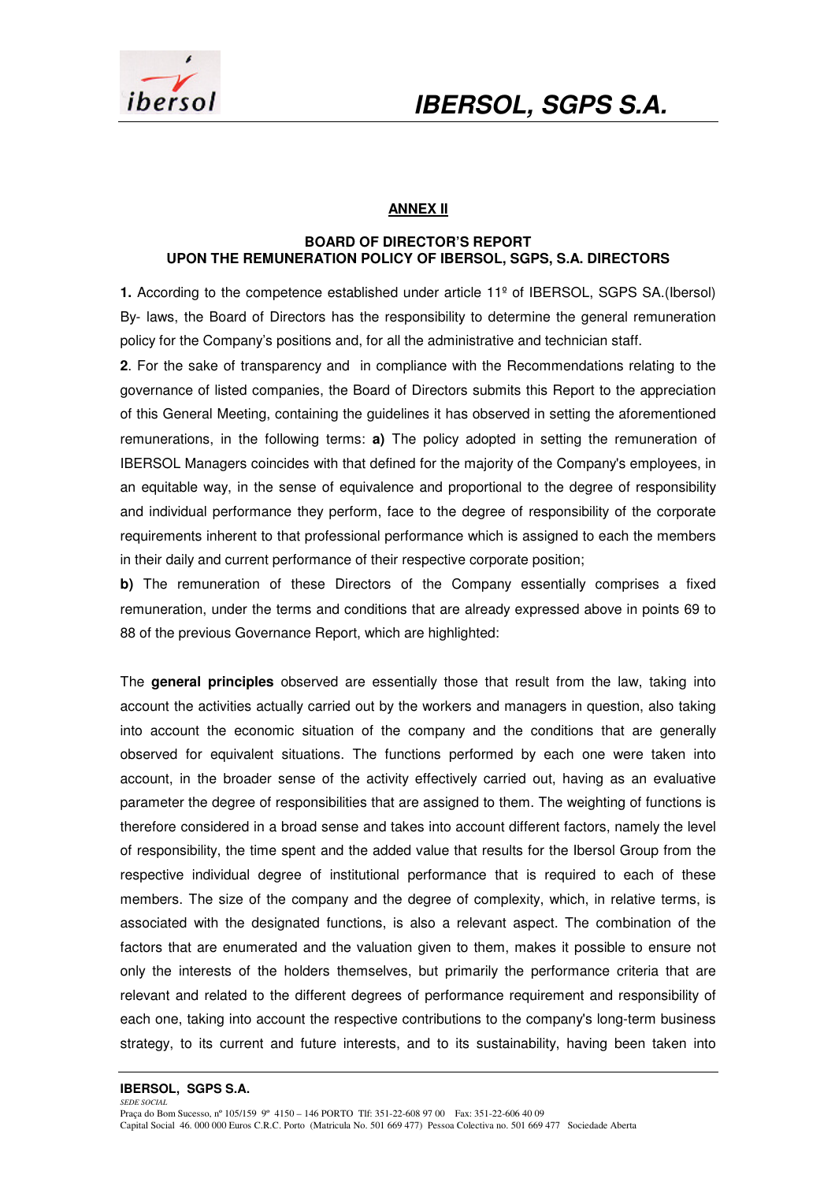**ANNEX II**

**BOARD OF DIRECTOR'S REPORT**
**UPON THE REMUNERATION POLICY OF IBERSOL, SGPS, S.A. DIRECTORS**

**1.** According to the competence established under article 11º of IBERSOL, SGPS SA.(Ibersol) By- laws, the Board of Directors has the responsibility to determine the general remuneration policy for the Company's positions and, for all the administrative and technician staff.

**2**. For the sake of transparency and in compliance with the Recommendations relating to the governance of listed companies, the Board of Directors submits this Report to the appreciation of this General Meeting, containing the guidelines it has observed in setting the aforementioned remunerations, in the following terms: **a)** The policy adopted in setting the remuneration of IBERSOL Managers coincides with that defined for the majority of the Company's employees, in an equitable way, in the sense of equivalence and proportional to the degree of responsibility and individual performance they perform, face to the degree of responsibility of the corporate requirements inherent to that professional performance which is assigned to each the members in their daily and current performance of their respective corporate position;

**b)** The remuneration of these Directors of the Company essentially comprises a fixed remuneration, under the terms and conditions that are already expressed above in points 69 to 88 of the previous Governance Report, which are highlighted:

The **general principles** observed are essentially those that result from the law, taking into account the activities actually carried out by the workers and managers in question, also taking into account the economic situation of the company and the conditions that are generally observed for equivalent situations. The functions performed by each one were taken into account, in the broader sense of the activity effectively carried out, having as an evaluative parameter the degree of responsibilities that are assigned to them. The weighting of functions is therefore considered in a broad sense and takes into account different factors, namely the level of responsibility, the time spent and the added value that results for the Ibersol Group from the respective individual degree of institutional performance that is required to each of these members. The size of the company and the degree of complexity, which, in relative terms, is associated with the designated functions, is also a relevant aspect. The combination of the factors that are enumerated and the valuation given to them, makes it possible to ensure not only the interests of the holders themselves, but primarily the performance criteria that are relevant and related to the different degrees of performance requirement and responsibility of each one, taking into account the respective contributions to the company's long-term business strategy, to its current and future interests, and to its sustainability, having been taken into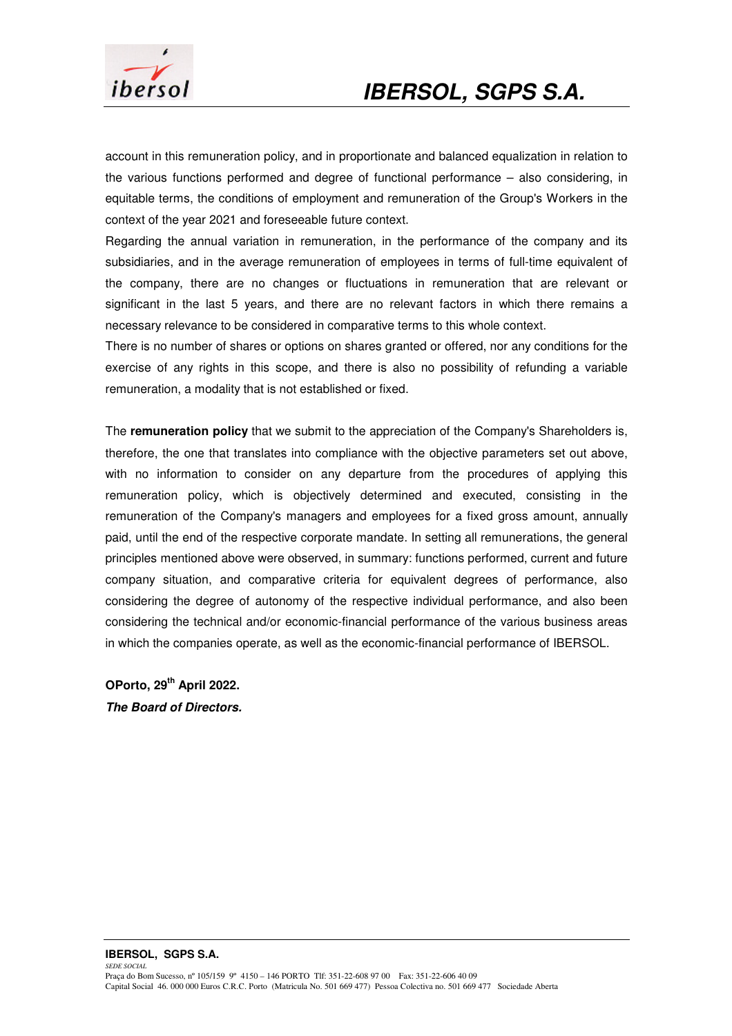account in this remuneration policy, and in proportionate and balanced equalization in relation to the various functions performed and degree of functional performance – also considering, in equitable terms, the conditions of employment and remuneration of the Group's Workers in the context of the year 2021 and foreseeable future context.

Regarding the annual variation in remuneration, in the performance of the company and its subsidiaries, and in the average remuneration of employees in terms of full-time equivalent of the company, there are no changes or fluctuations in remuneration that are relevant or significant in the last 5 years, and there are no relevant factors in which there remains a necessary relevance to be considered in comparative terms to this whole context.

There is no number of shares or options on shares granted or offered, nor any conditions for the exercise of any rights in this scope, and there is also no possibility of refunding a variable remuneration, a modality that is not established or fixed.

The **remuneration policy** that we submit to the appreciation of the Company's Shareholders is, therefore, the one that translates into compliance with the objective parameters set out above, with no information to consider on any departure from the procedures of applying this remuneration policy, which is objectively determined and executed, consisting in the remuneration of the Company's managers and employees for a fixed gross amount, annually paid, until the end of the respective corporate mandate. In setting all remunerations, the general principles mentioned above were observed, in summary: functions performed, current and future company situation, and comparative criteria for equivalent degrees of performance, also considering the degree of autonomy of the respective individual performance, and also been considering the technical and/or economic-financial performance of the various business areas in which the companies operate, as well as the economic-financial performance of IBERSOL.

**OPorto, 29th April 2022.**

***The Board of Directors.***